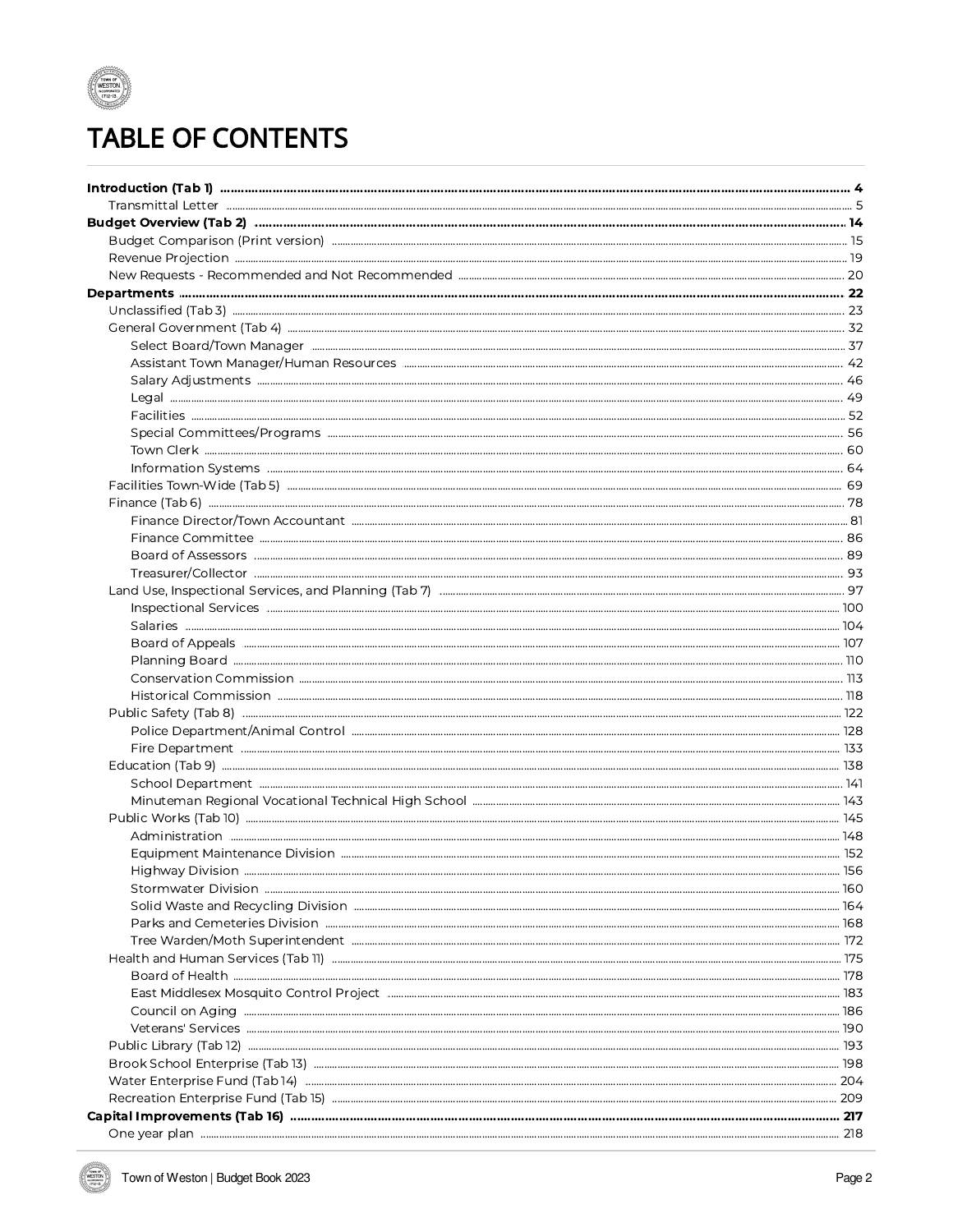# TABLE OF CONTENTS

- **Introduction (Tab 1)** ..... **4**
  - Transmittal Letter ..... 5
- **Budget Overview (Tab 2)** ..... **14**
  - Budget Comparison (Print version) ..... 15
  - Revenue Projection ..... 19
  - New Requests - Recommended and Not Recommended ..... 20
- **Departments** ..... **22**
  - Unclassified (Tab 3) ..... 23
  - General Government (Tab 4) ..... 32
    - Select Board/Town Manager ..... 37
    - Assistant Town Manager/Human Resources ..... 42
    - Salary Adjustments ..... 46
    - Legal ..... 49
    - Facilities ..... 52
    - Special Committees/Programs ..... 56
    - Town Clerk ..... 60
    - Information Systems ..... 64
  - Facilities Town-Wide (Tab 5) ..... 69
  - Finance (Tab 6) ..... 78
    - Finance Director/Town Accountant ..... 81
    - Finance Committee ..... 86
    - Board of Assessors ..... 89
    - Treasurer/Collector ..... 93
  - Land Use, Inspectional Services, and Planning (Tab 7) ..... 97
    - Inspectional Services ..... 100
    - Salaries ..... 104
    - Board of Appeals ..... 107
    - Planning Board ..... 110
    - Conservation Commission ..... 113
    - Historical Commission ..... 118
  - Public Safety (Tab 8) ..... 122
    - Police Department/Animal Control ..... 128
    - Fire Department ..... 133
  - Education (Tab 9) ..... 138
    - School Department ..... 141
    - Minuteman Regional Vocational Technical High School ..... 143
  - Public Works (Tab 10) ..... 145
    - Administration ..... 148
    - Equipment Maintenance Division ..... 152
    - Highway Division ..... 156
    - Stormwater Division ..... 160
    - Solid Waste and Recycling Division ..... 164
    - Parks and Cemeteries Division ..... 168
    - Tree Warden/Moth Superintendent ..... 172
  - Health and Human Services (Tab 11) ..... 175
    - Board of Health ..... 178
    - East Middlesex Mosquito Control Project ..... 183
    - Council on Aging ..... 186
    - Veterans' Services ..... 190
  - Public Library (Tab 12) ..... 193
  - Brook School Enterprise (Tab 13) ..... 198
  - Water Enterprise Fund (Tab 14) ..... 204
  - Recreation Enterprise Fund (Tab 15) ..... 209
- **Capital Improvements (Tab 16)** ..... **217**
  - One year plan ..... 218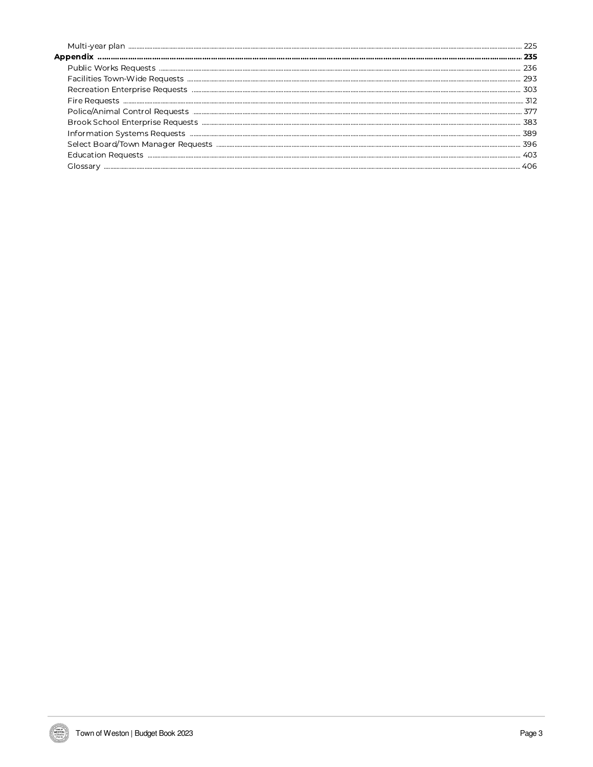Multi-year plan ..... 225

**Appendix ..... 235**

- Public Works Requests ..... 236
- Facilities Town-Wide Requests ..... 293
- Recreation Enterprise Requests ..... 303
- Fire Requests ..... 312
- Police/Animal Control Requests ..... 377
- Brook School Enterprise Requests ..... 383
- Information Systems Requests ..... 389
- Select Board/Town Manager Requests ..... 396
- Education Requests ..... 403
- Glossary ..... 406